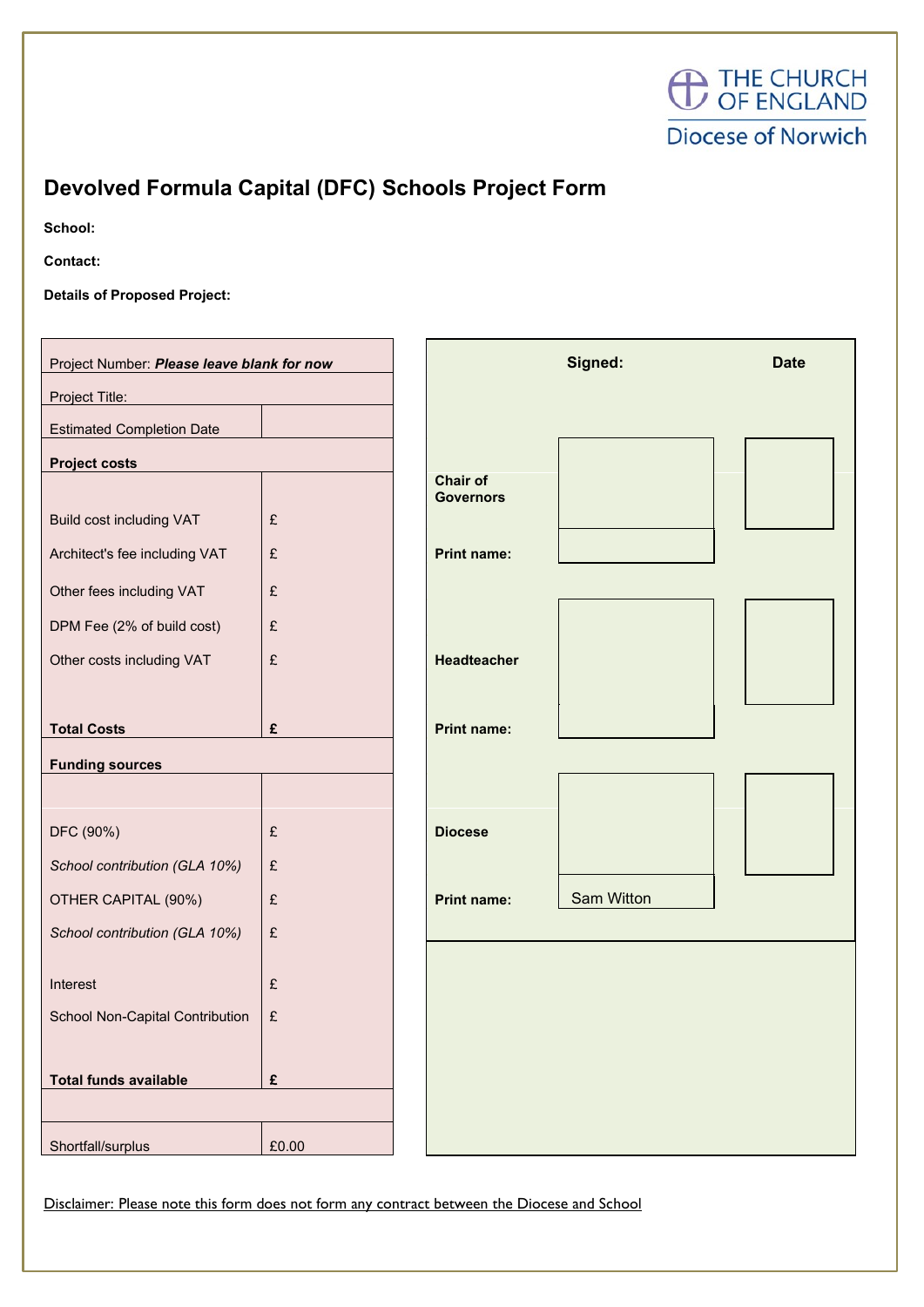THE CHURCH OF ENGLAND
Diocese of Norwich

# Devolved Formula Capital (DFC) Schools Project Form

**School:**

**Contact:**

**Details of Proposed Project:**

| Project Number: ***Please leave blank for now*** | |
|---|---|
| Project Title: | |
| Estimated Completion Date | |
| **Project costs** | |
| Build cost including VAT | £ |
| Architect's fee including VAT | £ |
| Other fees including VAT | £ |
| DPM Fee (2% of build cost) | £ |
| Other costs including VAT | £ |
| **Total Costs** | **£** |
| **Funding sources** | |
| DFC (90%) | £ |
| *School contribution (GLA 10%)* | £ |
| OTHER CAPITAL (90%) | £ |
| *School contribution (GLA 10%)* | £ |
| Interest | £ |
| School Non-Capital Contribution | £ |
| **Total funds available** | **£** |
| Shortfall/surplus | £0.00 |

| | **Signed:** | **Date** |
|---|---|---|
| **Chair of Governors** | | |
| **Print name:** | | |
| **Headteacher** | | |
| **Print name:** | | |
| **Diocese** | | |
| **Print name:** | Sam Witton | |

Disclaimer: Please note this form does not form any contract between the Diocese and School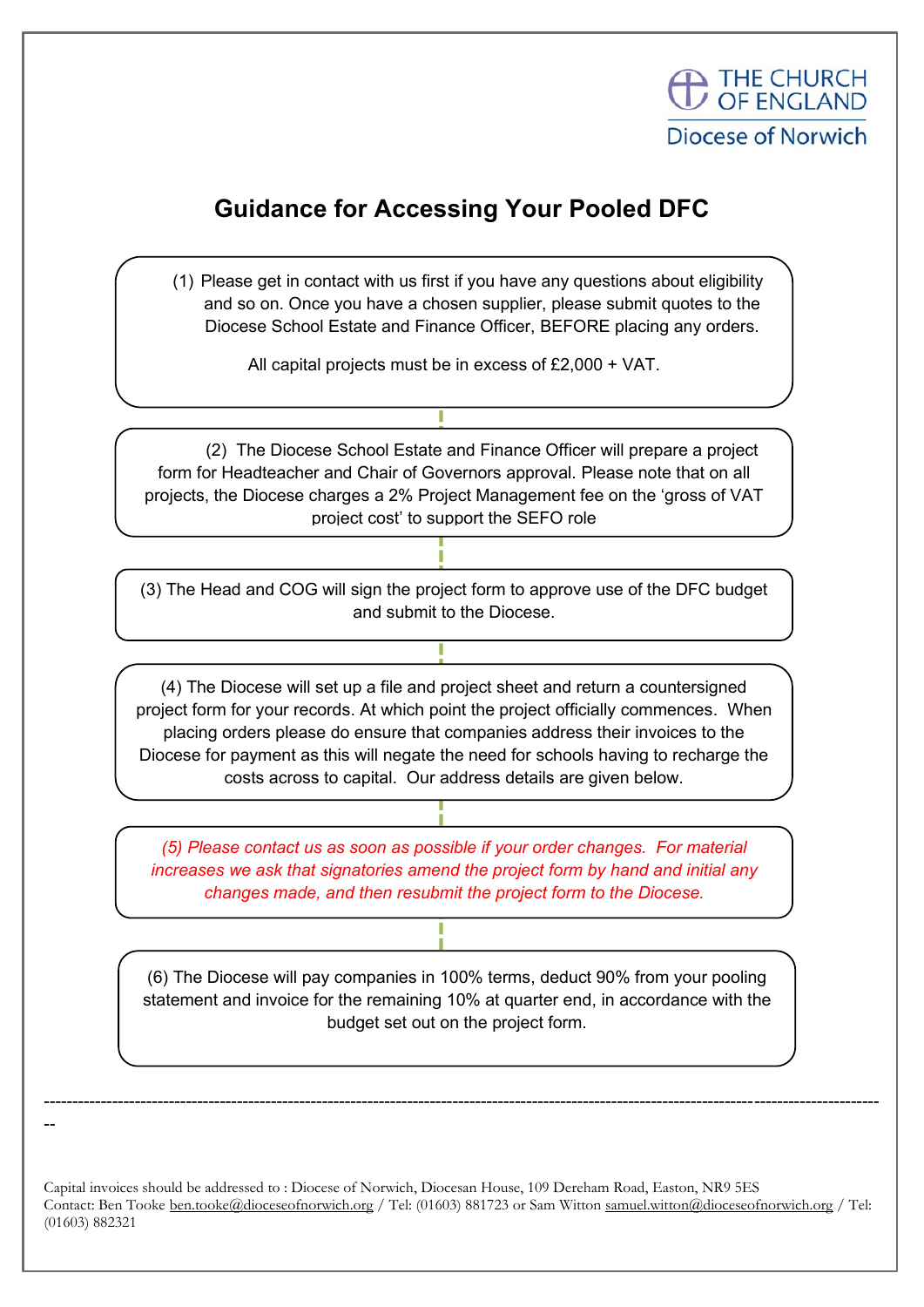THE CHURCH OF ENGLAND
Diocese of Norwich

# Guidance for Accessing Your Pooled DFC

(1) Please get in contact with us first if you have any questions about eligibility and so on. Once you have a chosen supplier, please submit quotes to the Diocese School Estate and Finance Officer, BEFORE placing any orders.

All capital projects must be in excess of £2,000 + VAT.

(2) The Diocese School Estate and Finance Officer will prepare a project form for Headteacher and Chair of Governors approval. Please note that on all projects, the Diocese charges a 2% Project Management fee on the 'gross of VAT project cost' to support the SEFO role

(3) The Head and COG will sign the project form to approve use of the DFC budget and submit to the Diocese.

(4) The Diocese will set up a file and project sheet and return a countersigned project form for your records. At which point the project officially commences. When placing orders please do ensure that companies address their invoices to the Diocese for payment as this will negate the need for schools having to recharge the costs across to capital. Our address details are given below.

*(5) Please contact us as soon as possible if your order changes. For material increases we ask that signatories amend the project form by hand and initial any changes made, and then resubmit the project form to the Diocese.*

(6) The Diocese will pay companies in 100% terms, deduct 90% from your pooling statement and invoice for the remaining 10% at quarter end, in accordance with the budget set out on the project form.

---

Capital invoices should be addressed to : Diocese of Norwich, Diocesan House, 109 Dereham Road, Easton, NR9 5ES
Contact: Ben Tooke ben.tooke@dioceseofnorwich.org / Tel: (01603) 881723 or Sam Witton samuel.witton@dioceseofnorwich.org / Tel: (01603) 882321